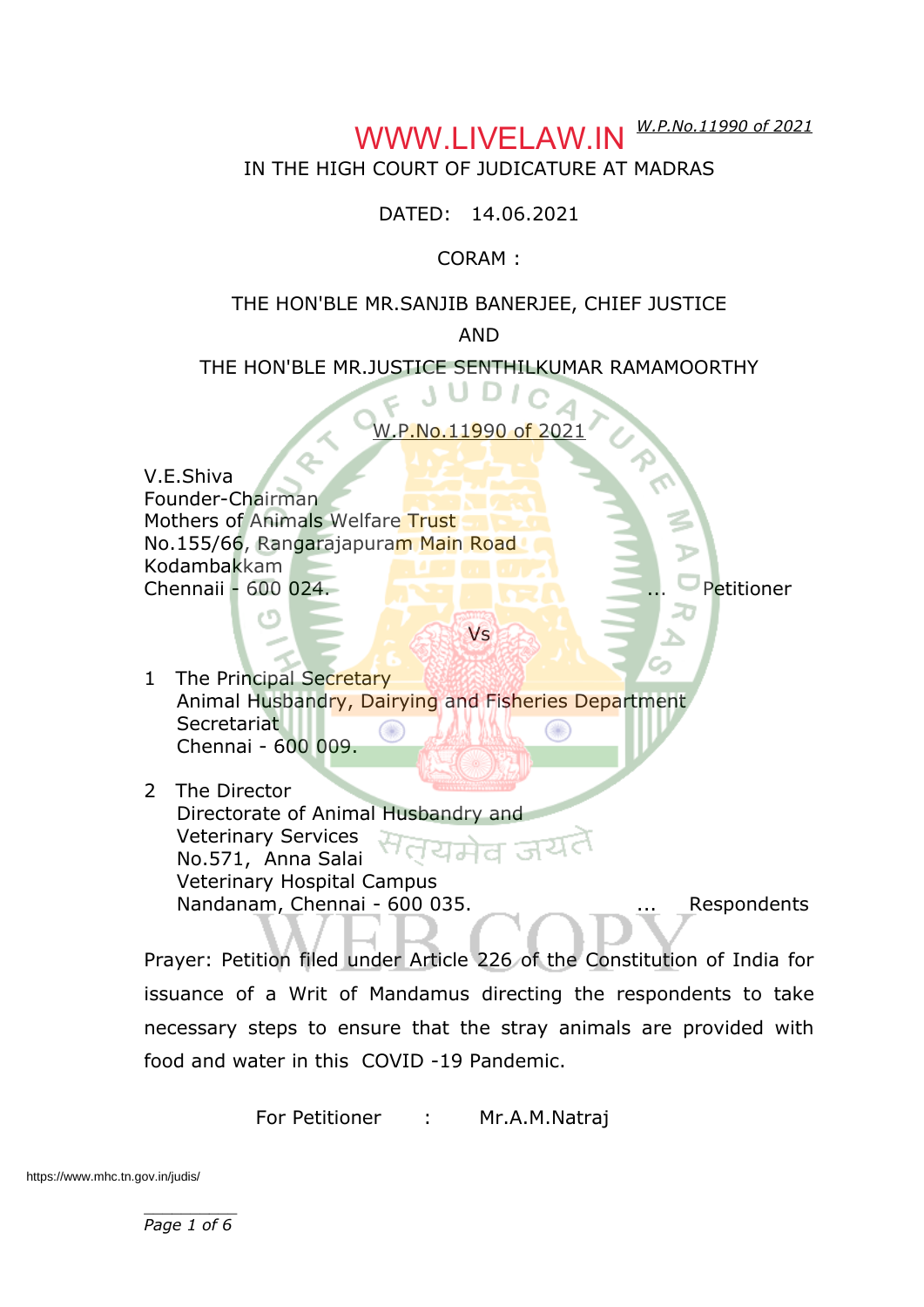IN THE HIGH COURT OF JUDICATURE AT MADRAS

DATED: 14.06.2021

CORAM :

THE HON'BLE MR.SANJIB BANERJEE, CHIEF JUSTICE

AND

THE HON'BLE MR.JUSTICE SENTHILKUMAR RAMAMOORTHY

W.P.No.11990 of 2021

V.E.Shiva
Founder-Chairman
Mothers of Animals Welfare Trust
No.155/66, Rangarajapuram Main Road
Kodambakkam
Chennaii - 600 024. ... Petitioner

Vs

1. The Principal Secretary
   Animal Husbandry, Dairying and Fisheries Department
   Secretariat
   Chennai - 600 009.

2. The Director
   Directorate of Animal Husbandry and
   Veterinary Services
   No.571, Anna Salai
   Veterinary Hospital Campus
   Nandanam, Chennai - 600 035. ... Respondents

Prayer: Petition filed under Article 226 of the Constitution of India for issuance of a Writ of Mandamus directing the respondents to take necessary steps to ensure that the stray animals are provided with food and water in this COVID -19 Pandemic.

For Petitioner : Mr.A.M.Natraj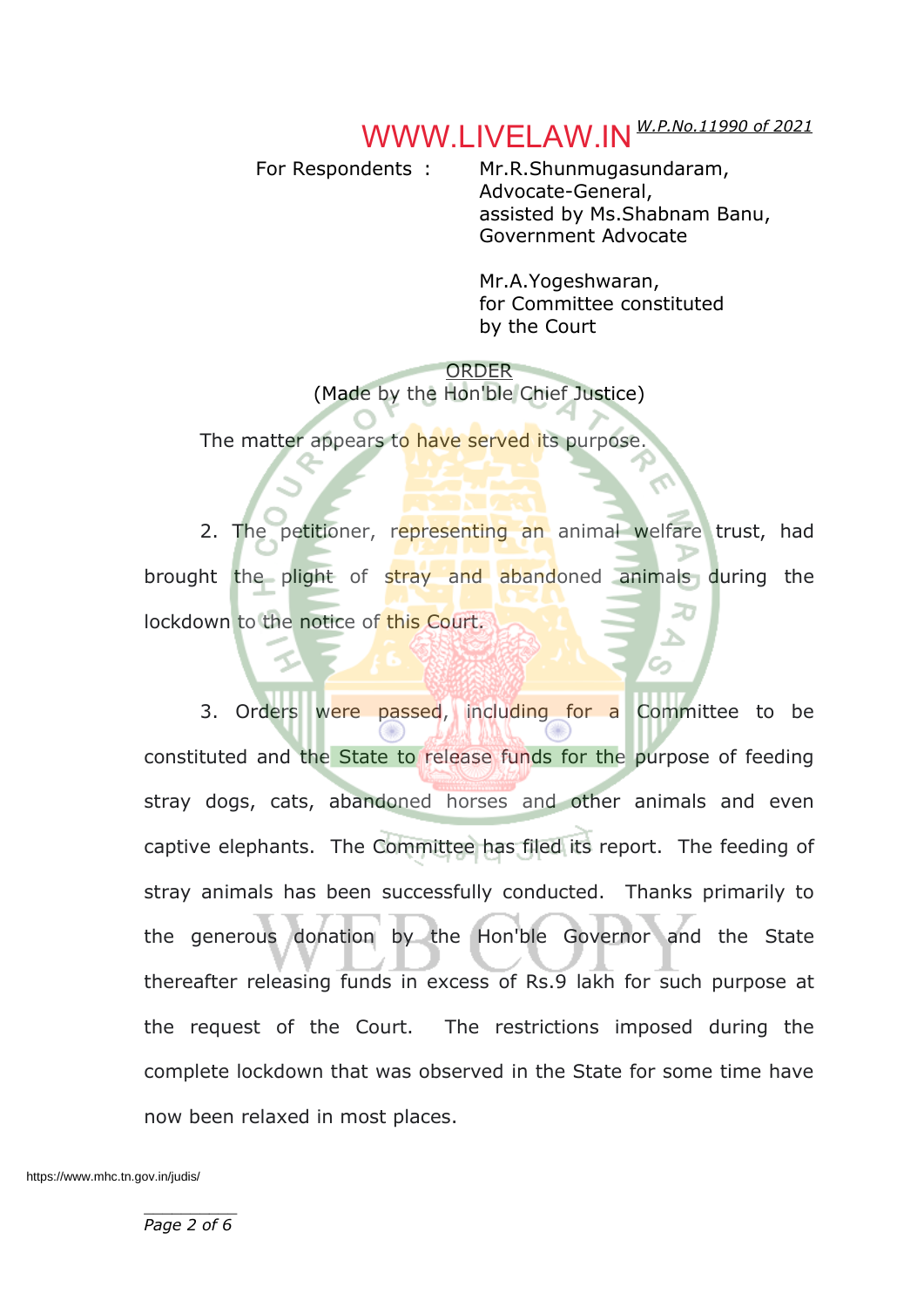For Respondents : Mr.R.Shunmugasundaram,
Advocate-General,
assisted by Ms.Shabnam Banu,
Government Advocate

Mr.A.Yogeshwaran,
for Committee constituted
by the Court

ORDER
(Made by the Hon'ble Chief Justice)

The matter appears to have served its purpose.

2. The petitioner, representing an animal welfare trust, had brought the plight of stray and abandoned animals during the lockdown to the notice of this Court.

3. Orders were passed, including for a Committee to be constituted and the State to release funds for the purpose of feeding stray dogs, cats, abandoned horses and other animals and even captive elephants. The Committee has filed its report. The feeding of stray animals has been successfully conducted. Thanks primarily to the generous donation by the Hon'ble Governor and the State thereafter releasing funds in excess of Rs.9 lakh for such purpose at the request of the Court. The restrictions imposed during the complete lockdown that was observed in the State for some time have now been relaxed in most places.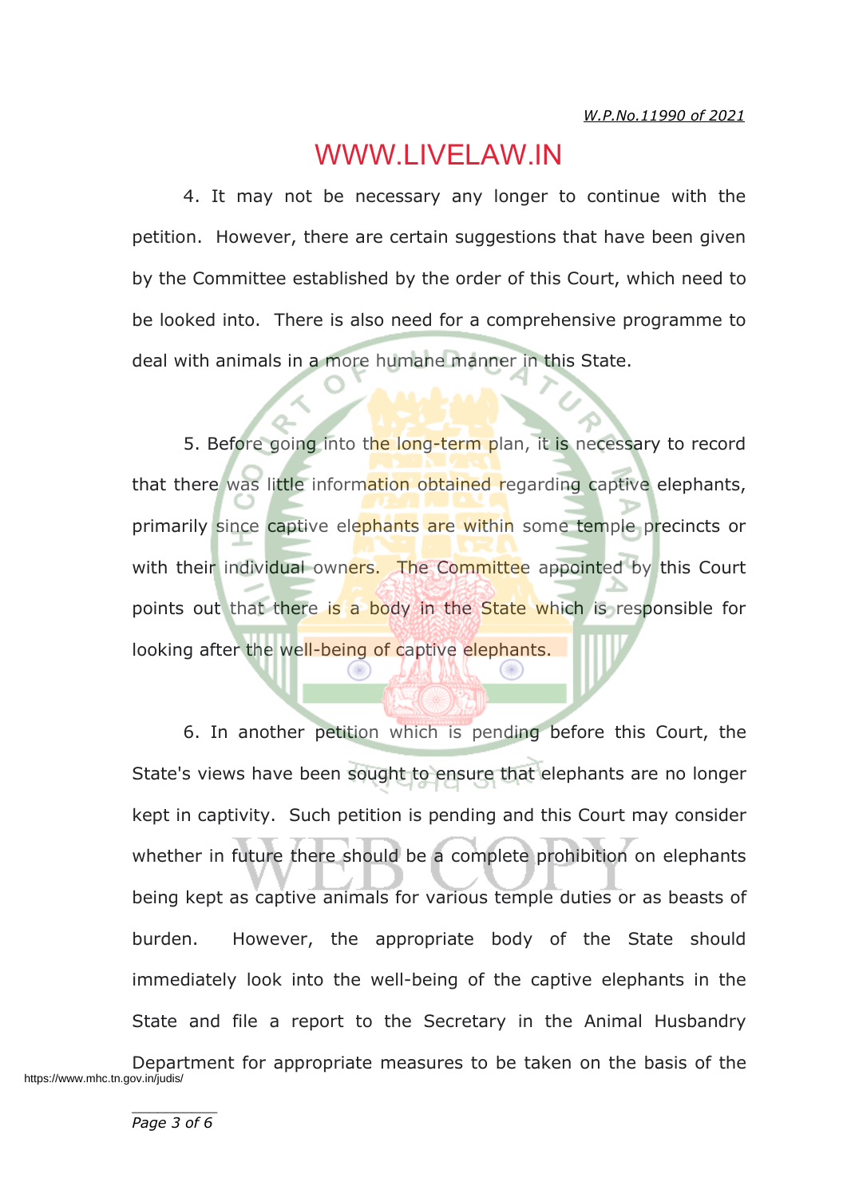4. It may not be necessary any longer to continue with the petition. However, there are certain suggestions that have been given by the Committee established by the order of this Court, which need to be looked into. There is also need for a comprehensive programme to deal with animals in a more humane manner in this State.

5. Before going into the long-term plan, it is necessary to record that there was little information obtained regarding captive elephants, primarily since captive elephants are within some temple precincts or with their individual owners. The Committee appointed by this Court points out that there is a body in the State which is responsible for looking after the well-being of captive elephants.

6. In another petition which is pending before this Court, the State's views have been sought to ensure that elephants are no longer kept in captivity. Such petition is pending and this Court may consider whether in future there should be a complete prohibition on elephants being kept as captive animals for various temple duties or as beasts of burden. However, the appropriate body of the State should immediately look into the well-being of the captive elephants in the State and file a report to the Secretary in the Animal Husbandry Department for appropriate measures to be taken on the basis of the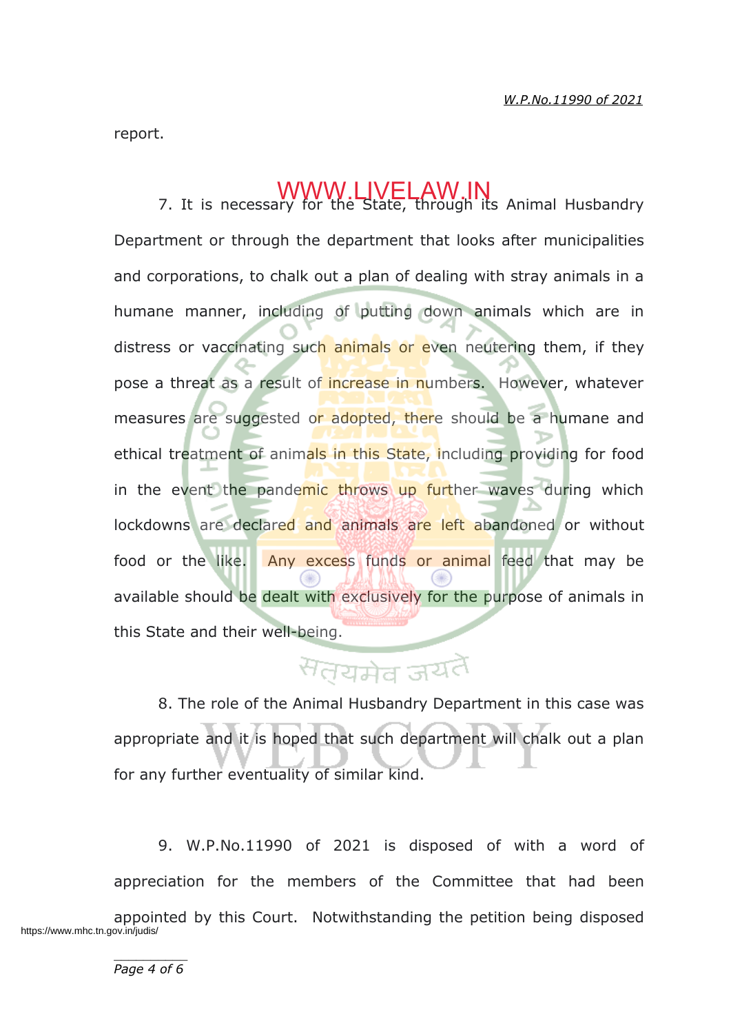report.

7. It is necessary for the State, through its Animal Husbandry Department or through the department that looks after municipalities and corporations, to chalk out a plan of dealing with stray animals in a humane manner, including of putting down animals which are in distress or vaccinating such animals or even neutering them, if they pose a threat as a result of increase in numbers. However, whatever measures are suggested or adopted, there should be a humane and ethical treatment of animals in this State, including providing for food in the event the pandemic throws up further waves during which lockdowns are declared and animals are left abandoned or without food or the like. Any excess funds or animal feed that may be available should be dealt with exclusively for the purpose of animals in this State and their well-being.

8. The role of the Animal Husbandry Department in this case was appropriate and it is hoped that such department will chalk out a plan for any further eventuality of similar kind.

9. W.P.No.11990 of 2021 is disposed of with a word of appreciation for the members of the Committee that had been appointed by this Court. Notwithstanding the petition being disposed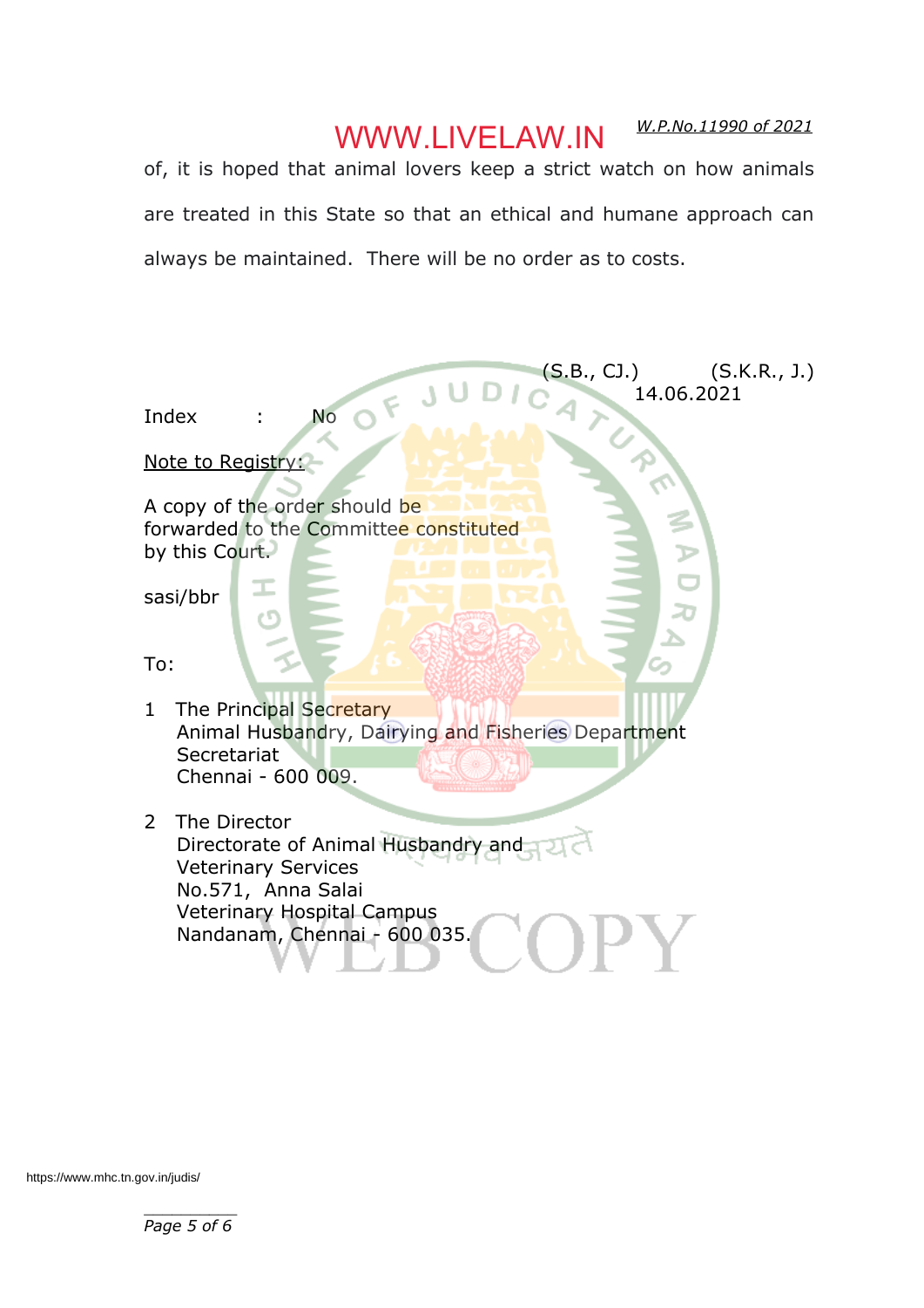of, it is hoped that animal lovers keep a strict watch on how animals are treated in this State so that an ethical and humane approach can always be maintained. There will be no order as to costs.

(S.B., CJ.) (S.K.R., J.)
14.06.2021

Index : No

Note to Registry:

A copy of the order should be forwarded to the Committee constituted by this Court.

sasi/bbr

To:

1 The Principal Secretary
Animal Husbandry, Dairying and Fisheries Department
Secretariat
Chennai - 600 009.

2 The Director
Directorate of Animal Husbandry and Veterinary Services
No.571, Anna Salai
Veterinary Hospital Campus
Nandanam, Chennai - 600 035.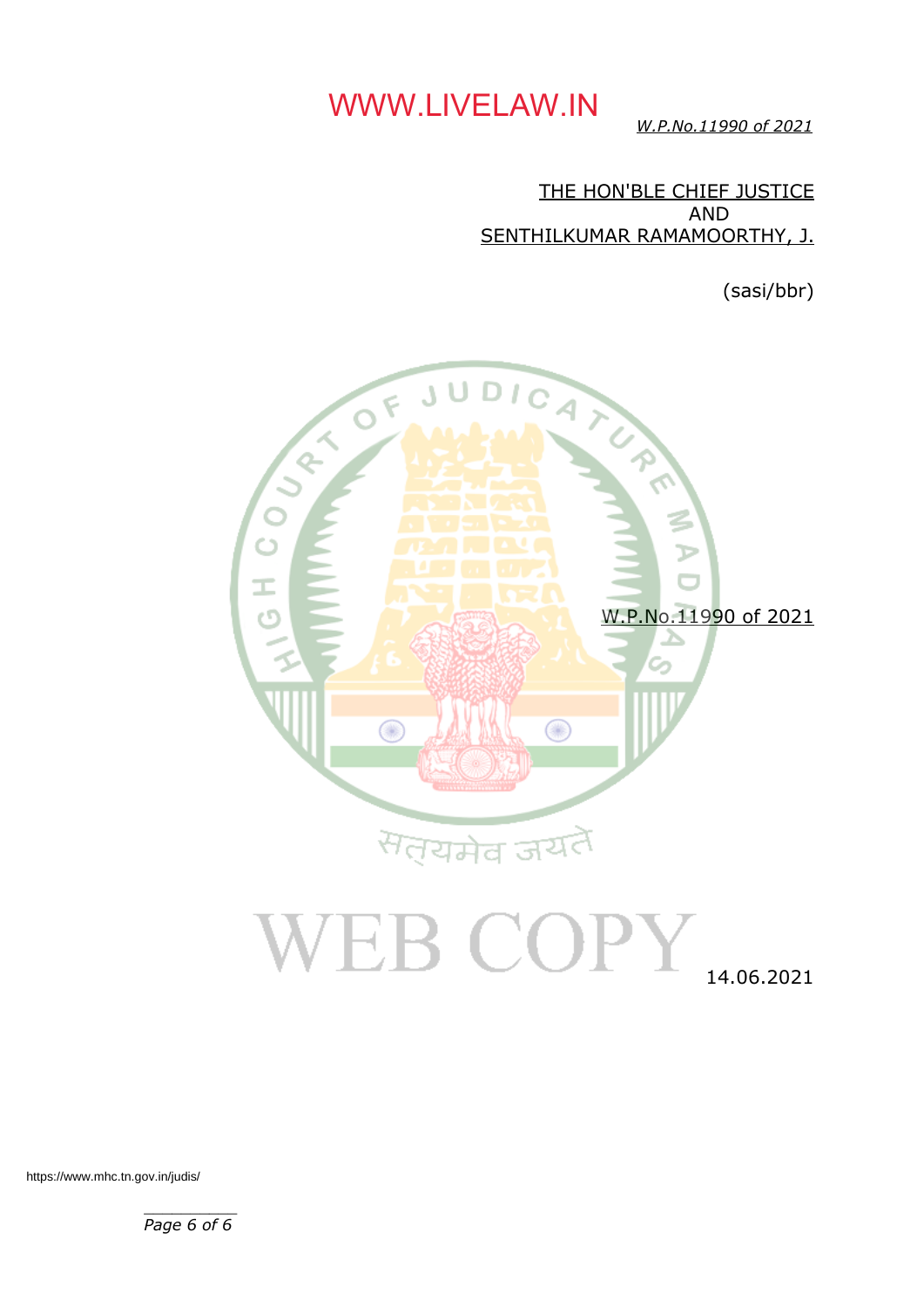THE HON'BLE CHIEF JUSTICE
AND
SENTHILKUMAR RAMAMOORTHY, J.

(sasi/bbr)

W.P.No.11990 of 2021

14.06.2021